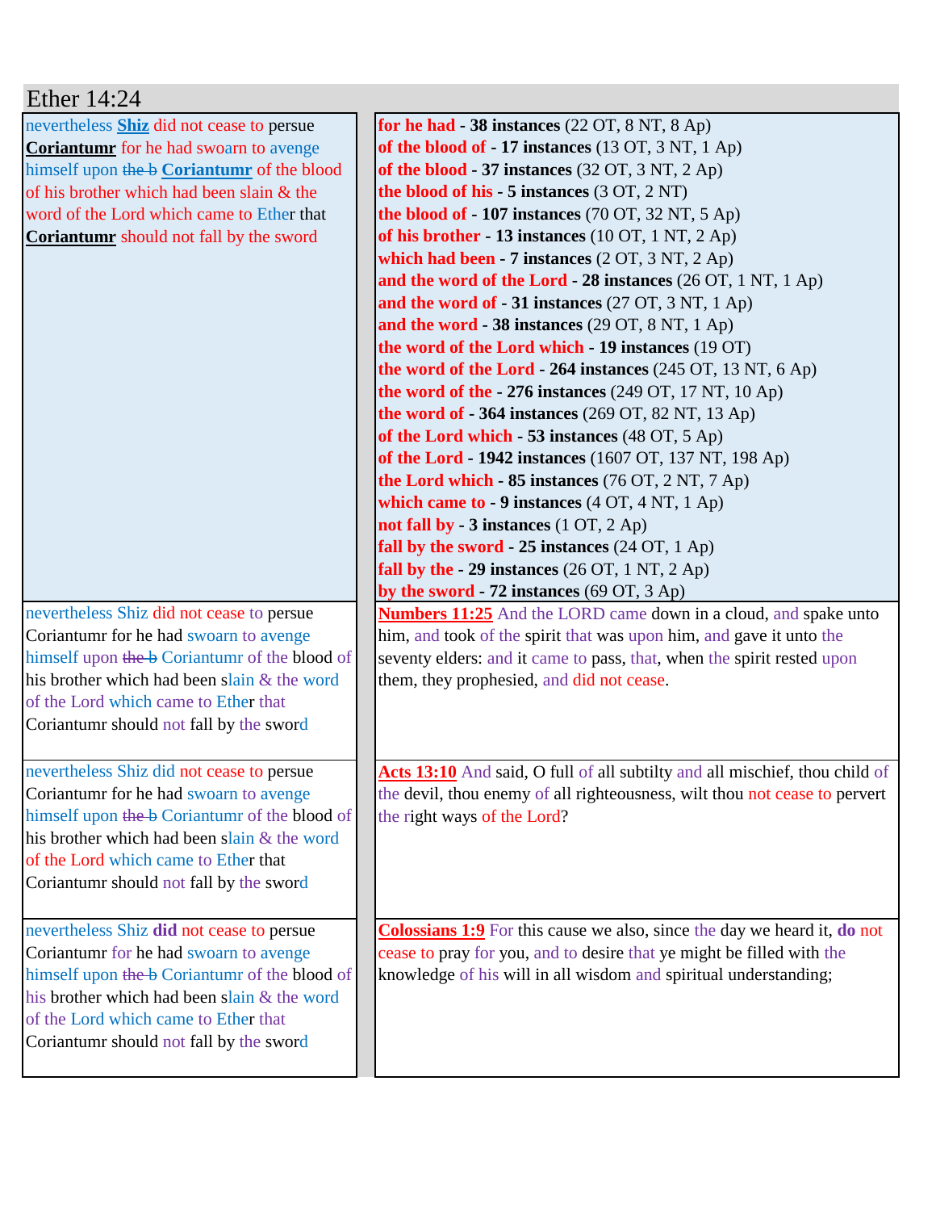# Ether 14:24

| | |
|---|---|
| nevertheless **Shiz** did not cease to persue **Coriantumr** for he had swoarn to avenge himself upon ~~the b~~ **Coriantumr** of the blood of his brother which had been slain & the word of the Lord which came to Ether that **Coriantumr** should not fall by the sword | **for he had - 38 instances** (22 OT, 8 NT, 8 Ap)<br>**of the blood of - 17 instances** (13 OT, 3 NT, 1 Ap)<br>**of the blood - 37 instances** (32 OT, 3 NT, 2 Ap)<br>**the blood of his - 5 instances** (3 OT, 2 NT)<br>**the blood of - 107 instances** (70 OT, 32 NT, 5 Ap)<br>**of his brother - 13 instances** (10 OT, 1 NT, 2 Ap)<br>**which had been - 7 instances** (2 OT, 3 NT, 2 Ap)<br>**and the word of the Lord - 28 instances** (26 OT, 1 NT, 1 Ap)<br>**and the word of - 31 instances** (27 OT, 3 NT, 1 Ap)<br>**and the word - 38 instances** (29 OT, 8 NT, 1 Ap)<br>**the word of the Lord which - 19 instances** (19 OT)<br>**the word of the Lord - 264 instances** (245 OT, 13 NT, 6 Ap)<br>**the word of the - 276 instances** (249 OT, 17 NT, 10 Ap)<br>**the word of - 364 instances** (269 OT, 82 NT, 13 Ap)<br>**of the Lord which - 53 instances** (48 OT, 5 Ap)<br>**of the Lord - 1942 instances** (1607 OT, 137 NT, 198 Ap)<br>**the Lord which - 85 instances** (76 OT, 2 NT, 7 Ap)<br>**which came to - 9 instances** (4 OT, 4 NT, 1 Ap)<br>**not fall by - 3 instances** (1 OT, 2 Ap)<br>**fall by the sword - 25 instances** (24 OT, 1 Ap)<br>**fall by the - 29 instances** (26 OT, 1 NT, 2 Ap)<br>**by the sword - 72 instances** (69 OT, 3 Ap) |
| nevertheless Shiz did not cease to persue Coriantumr for he had swoarn to avenge himself upon ~~the b~~ Coriantumr of the blood of his brother which had been slain & the word of the Lord which came to Ether that Coriantumr should not fall by the sword | **Numbers 11:25** And the LORD came down in a cloud, and spake unto him, and took of the spirit that was upon him, and gave it unto the seventy elders: and it came to pass, that, when the spirit rested upon them, they prophesied, and did not cease. |
| nevertheless Shiz did not cease to persue Coriantumr for he had swoarn to avenge himself upon ~~the b~~ Coriantumr of the blood of his brother which had been slain & the word of the Lord which came to Ether that Coriantumr should not fall by the sword | **Acts 13:10** And said, O full of all subtilty and all mischief, thou child of the devil, thou enemy of all righteousness, wilt thou not cease to pervert the right ways of the Lord? |
| nevertheless Shiz **did** not cease to persue Coriantumr for he had swoarn to avenge himself upon ~~the b~~ Coriantumr of the blood of his brother which had been slain & the word of the Lord which came to Ether that Coriantumr should not fall by the sword | **Colossians 1:9** For this cause we also, since the day we heard it, **do** not cease to pray for you, and to desire that ye might be filled with the knowledge of his will in all wisdom and spiritual understanding; |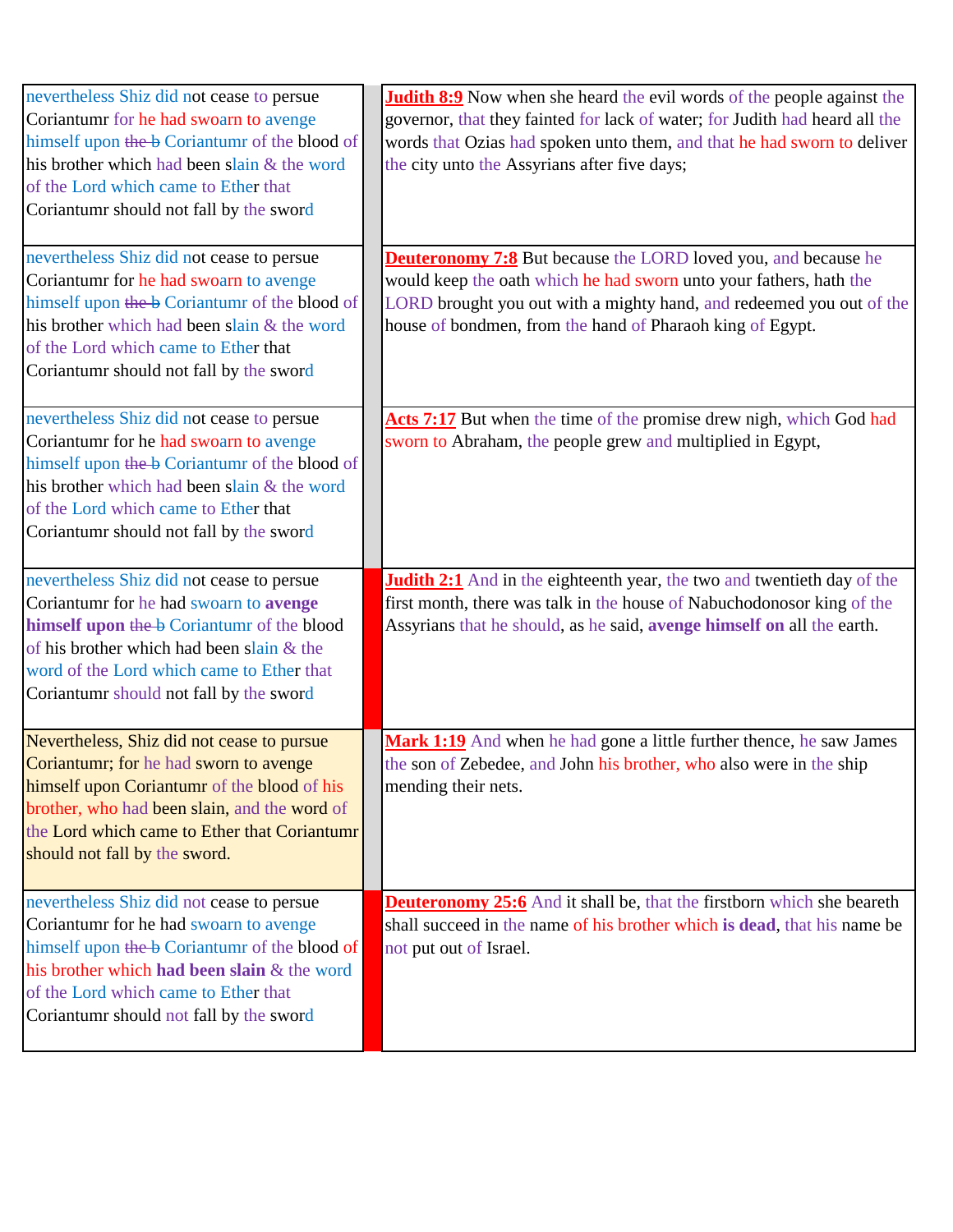| | | |
|---|---|---|
| nevertheless Shiz did not cease to persue Coriantumr for he had swoarn to avenge himself upon ~~the b~~ Coriantumr of the blood of his brother which had been slain & the word of the Lord which came to Ether that Coriantumr should not fall by the sword | | **Judith 8:9** Now when she heard the evil words of the people against the governor, that they fainted for lack of water; for Judith had heard all the words that Ozias had spoken unto them, and that he had sworn to deliver the city unto the Assyrians after five days; |
| nevertheless Shiz did not cease to persue Coriantumr for he had swoarn to avenge himself upon ~~the b~~ Coriantumr of the blood of his brother which had been slain & the word of the Lord which came to Ether that Coriantumr should not fall by the sword | | **Deuteronomy 7:8** But because the LORD loved you, and because he would keep the oath which he had sworn unto your fathers, hath the LORD brought you out with a mighty hand, and redeemed you out of the house of bondmen, from the hand of Pharaoh king of Egypt. |
| nevertheless Shiz did not cease to persue Coriantumr for he had swoarn to avenge himself upon ~~the b~~ Coriantumr of the blood of his brother which had been slain & the word of the Lord which came to Ether that Coriantumr should not fall by the sword | | **Acts 7:17** But when the time of the promise drew nigh, which God had sworn to Abraham, the people grew and multiplied in Egypt, |
| nevertheless Shiz did not cease to persue Coriantumr for he had swoarn to **avenge himself upon** ~~the b~~ Coriantumr of the blood of his brother which had been slain & the word of the Lord which came to Ether that Coriantumr should not fall by the sword | | **Judith 2:1** And in the eighteenth year, the two and twentieth day of the first month, there was talk in the house of Nabuchodonosor king of the Assyrians that he should, as he said, **avenge himself on** all the earth. |
| Nevertheless, Shiz did not cease to pursue Coriantumr; for he had sworn to avenge himself upon Coriantumr of the blood of his brother, who had been slain, and the word of the Lord which came to Ether that Coriantumr should not fall by the sword. | | **Mark 1:19** And when he had gone a little further thence, he saw James the son of Zebedee, and John his brother, who also were in the ship mending their nets. |
| nevertheless Shiz did not cease to persue Coriantumr for he had swoarn to avenge himself upon ~~the b~~ Coriantumr of the blood of his brother which **had been slain** & the word of the Lord which came to Ether that Coriantumr should not fall by the sword | | **Deuteronomy 25:6** And it shall be, that the firstborn which she beareth shall succeed in the name of his brother which **is dead**, that his name be not put out of Israel. |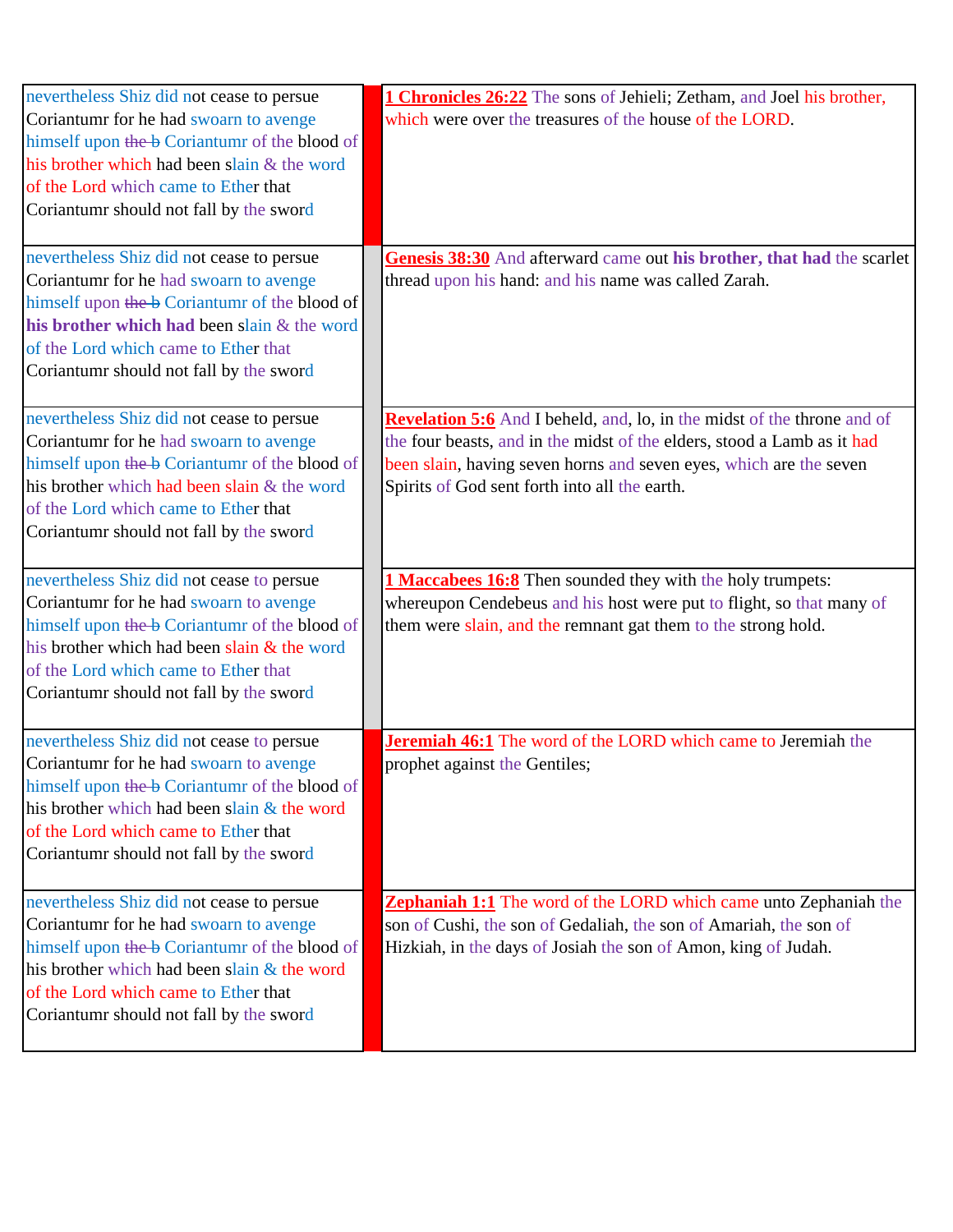| | | |
|---|---|---|
| nevertheless Shiz did not cease to persue Coriantumr for he had swoarn to avenge himself upon ~~the b~~ Coriantumr of the blood of his brother which had been slain & the word of the Lord which came to Ether that Coriantumr should not fall by the sword | | **1 Chronicles 26:22** The sons of Jehieli; Zetham, and Joel his brother, which were over the treasures of the house of the LORD. |
| nevertheless Shiz did not cease to persue Coriantumr for he had swoarn to avenge himself upon ~~the b~~ Coriantumr of the blood of **his brother which had** been slain & the word of the Lord which came to Ether that Coriantumr should not fall by the sword | | **Genesis 38:30** And afterward came out **his brother, that had** the scarlet thread upon his hand: and his name was called Zarah. |
| nevertheless Shiz did not cease to persue Coriantumr for he had swoarn to avenge himself upon ~~the b~~ Coriantumr of the blood of his brother which had been slain & the word of the Lord which came to Ether that Coriantumr should not fall by the sword | | **Revelation 5:6** And I beheld, and, lo, in the midst of the throne and of the four beasts, and in the midst of the elders, stood a Lamb as it had been slain, having seven horns and seven eyes, which are the seven Spirits of God sent forth into all the earth. |
| nevertheless Shiz did not cease to persue Coriantumr for he had swoarn to avenge himself upon ~~the b~~ Coriantumr of the blood of his brother which had been slain & the word of the Lord which came to Ether that Coriantumr should not fall by the sword | | **1 Maccabees 16:8** Then sounded they with the holy trumpets: whereupon Cendebeus and his host were put to flight, so that many of them were slain, and the remnant gat them to the strong hold. |
| nevertheless Shiz did not cease to persue Coriantumr for he had swoarn to avenge himself upon ~~the b~~ Coriantumr of the blood of his brother which had been slain & the word of the Lord which came to Ether that Coriantumr should not fall by the sword | | **Jeremiah 46:1** The word of the LORD which came to Jeremiah the prophet against the Gentiles; |
| nevertheless Shiz did not cease to persue Coriantumr for he had swoarn to avenge himself upon ~~the b~~ Coriantumr of the blood of his brother which had been slain & the word of the Lord which came to Ether that Coriantumr should not fall by the sword | | **Zephaniah 1:1** The word of the LORD which came unto Zephaniah the son of Cushi, the son of Gedaliah, the son of Amariah, the son of Hizkiah, in the days of Josiah the son of Amon, king of Judah. |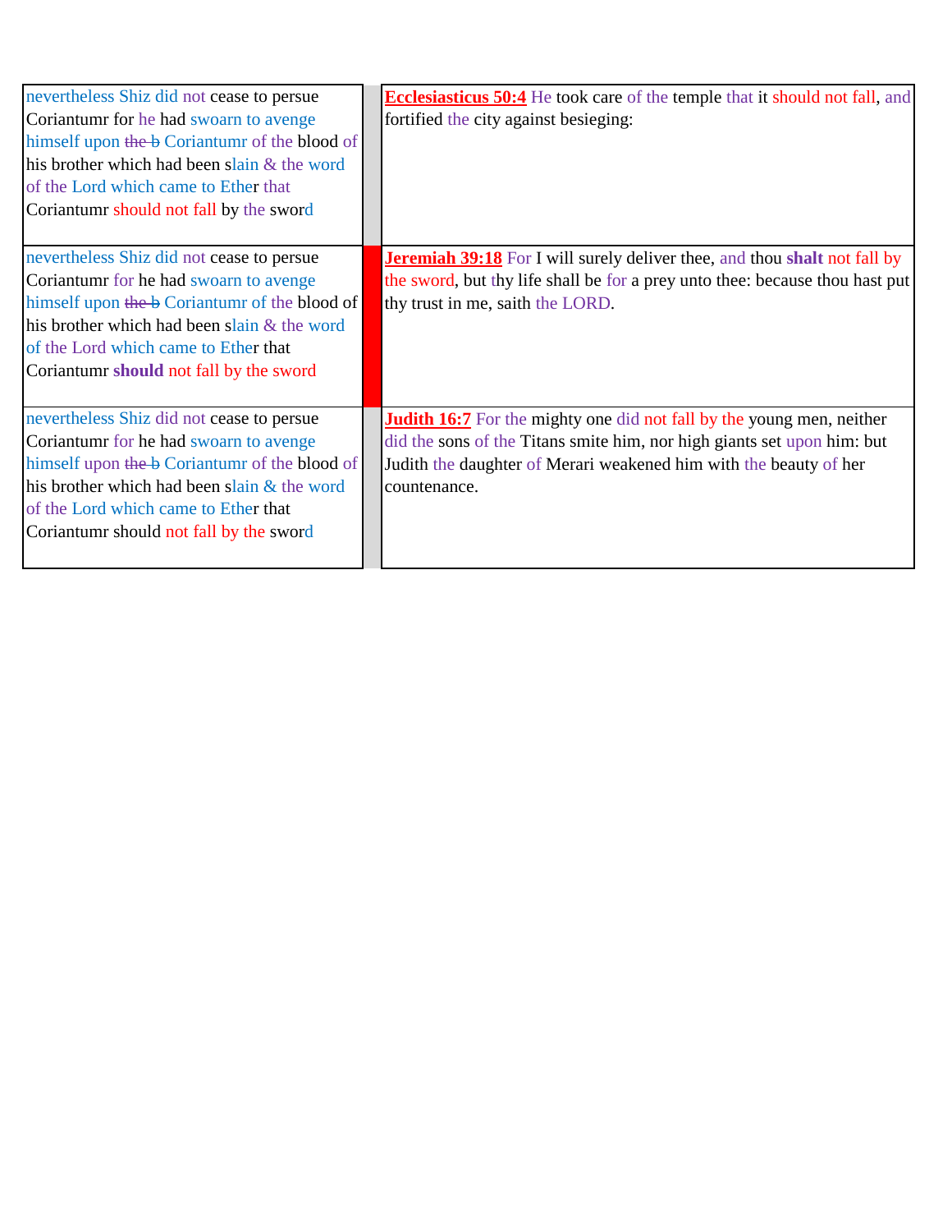| | | |
|---|---|---|
| nevertheless Shiz did not cease to persue Coriantumr for he had swoarn to avenge himself upon ~~the b~~ Coriantumr of the blood of his brother which had been slain & the word of the Lord which came to Ether that Coriantumr should not fall by the sword | | **Ecclesiasticus 50:4** He took care of the temple that it should not fall, and fortified the city against besieging: |
| nevertheless Shiz did not cease to persue Coriantumr for he had swoarn to avenge himself upon ~~the b~~ Coriantumr of the blood of his brother which had been slain & the word of the Lord which came to Ether that Coriantumr **should** not fall by the sword | | **Jeremiah 39:18** For I will surely deliver thee, and thou **shalt** not fall by the sword, but thy life shall be for a prey unto thee: because thou hast put thy trust in me, saith the LORD. |
| nevertheless Shiz did not cease to persue Coriantumr for he had swoarn to avenge himself upon ~~the b~~ Coriantumr of the blood of his brother which had been slain & the word of the Lord which came to Ether that Coriantumr should not fall by the sword | | **Judith 16:7** For the mighty one did not fall by the young men, neither did the sons of the Titans smite him, nor high giants set upon him: but Judith the daughter of Merari weakened him with the beauty of her countenance. |